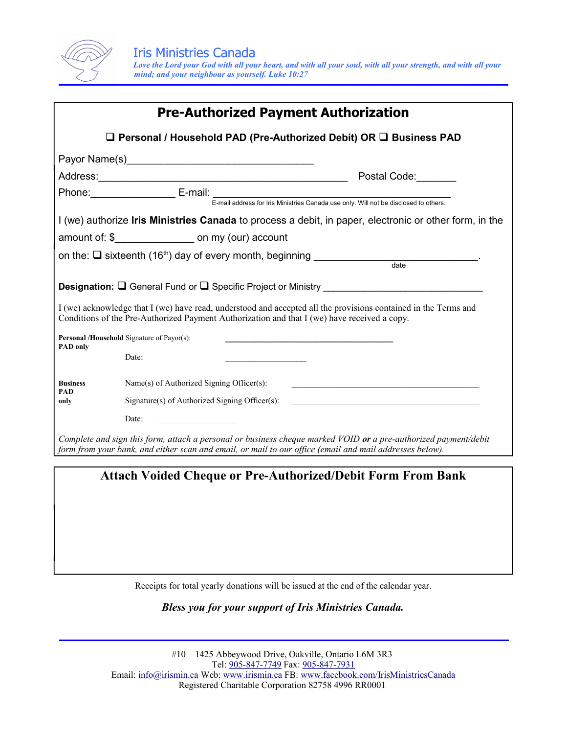# Iris Ministries Canada

*Love the Lord your God with all your heart, and with all your soul, with all your strength, and with all your mind; and your neighbour as yourself. Luke 10:27*

## Pre-Authorized Payment Authorization

❑ **Personal / Household PAD (Pre-Authorized Debit) OR** ❑ **Business PAD**

Payor Name(s)________________________________

Address:_____________________________________________ Postal Code:_______

Phone:_______________ E-mail: ____________________________________________

E-mail address for Iris Ministries Canada use only. Will not be disclosed to others.

I (we) authorize **Iris Ministries Canada** to process a debit, in paper, electronic or other form, in the amount of: $_____________ on my (our) account

on the: ❑ sixteenth (16th) day of every month, beginning ______________________________.
date

**Designation:** ❑ General Fund or ❑ Specific Project or Ministry _____________________________

I (we) acknowledge that I (we) have read, understood and accepted all the provisions contained in the Terms and Conditions of the Pre-Authorized Payment Authorization and that I (we) have received a copy.

**Personal /Household PAD only** Signature of Payor(s): ________________________________

Date: __________________

**Business PAD only** Name(s) of Authorized Signing Officer(s): ________________________________________

Signature(s) of Authorized Signing Officer(s): ________________________________________

Date: __________________

*Complete and sign this form, attach a personal or business cheque marked VOID* ***or*** *a pre-authorized payment/debit form from your bank, and either scan and email, or mail to our office (email and mail addresses below).*

## Attach Voided Cheque or Pre-Authorized/Debit Form From Bank

Receipts for total yearly donations will be issued at the end of the calendar year.

***Bless you for your support of Iris Ministries Canada.***

#10 – 1425 Abbeywood Drive, Oakville, Ontario L6M 3R3
Tel: 905-847-7749 Fax: 905-847-7931
Email: info@irismin.ca Web: www.irismin.ca FB: www.facebook.com/IrisMinistriesCanada
Registered Charitable Corporation 82758 4996 RR0001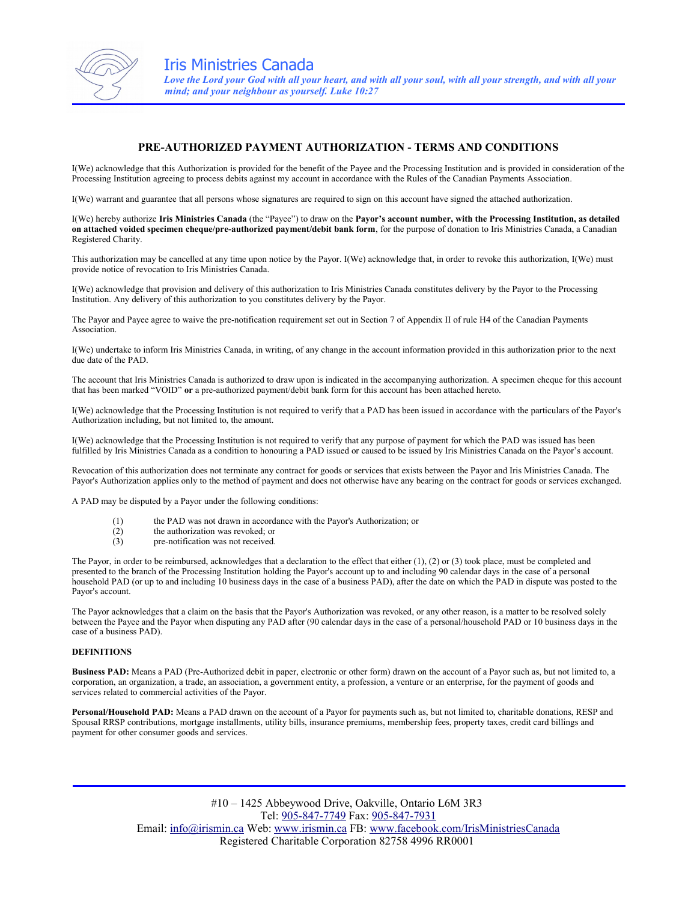# Iris Ministries Canada

*Love the Lord your God with all your heart, and with all your soul, with all your strength, and with all your mind; and your neighbour as yourself. Luke 10:27*

## PRE-AUTHORIZED PAYMENT AUTHORIZATION - TERMS AND CONDITIONS

I(We) acknowledge that this Authorization is provided for the benefit of the Payee and the Processing Institution and is provided in consideration of the Processing Institution agreeing to process debits against my account in accordance with the Rules of the Canadian Payments Association.

I(We) warrant and guarantee that all persons whose signatures are required to sign on this account have signed the attached authorization.

I(We) hereby authorize **Iris Ministries Canada** (the "Payee") to draw on the **Payor's account number, with the Processing Institution, as detailed on attached voided specimen cheque/pre-authorized payment/debit bank form**, for the purpose of donation to Iris Ministries Canada, a Canadian Registered Charity.

This authorization may be cancelled at any time upon notice by the Payor. I(We) acknowledge that, in order to revoke this authorization, I(We) must provide notice of revocation to Iris Ministries Canada.

I(We) acknowledge that provision and delivery of this authorization to Iris Ministries Canada constitutes delivery by the Payor to the Processing Institution. Any delivery of this authorization to you constitutes delivery by the Payor.

The Payor and Payee agree to waive the pre-notification requirement set out in Section 7 of Appendix II of rule H4 of the Canadian Payments Association.

I(We) undertake to inform Iris Ministries Canada, in writing, of any change in the account information provided in this authorization prior to the next due date of the PAD.

The account that Iris Ministries Canada is authorized to draw upon is indicated in the accompanying authorization. A specimen cheque for this account that has been marked "VOID" **or** a pre-authorized payment/debit bank form for this account has been attached hereto.

I(We) acknowledge that the Processing Institution is not required to verify that a PAD has been issued in accordance with the particulars of the Payor's Authorization including, but not limited to, the amount.

I(We) acknowledge that the Processing Institution is not required to verify that any purpose of payment for which the PAD was issued has been fulfilled by Iris Ministries Canada as a condition to honouring a PAD issued or caused to be issued by Iris Ministries Canada on the Payor's account.

Revocation of this authorization does not terminate any contract for goods or services that exists between the Payor and Iris Ministries Canada. The Payor's Authorization applies only to the method of payment and does not otherwise have any bearing on the contract for goods or services exchanged.

A PAD may be disputed by a Payor under the following conditions:

(1) the PAD was not drawn in accordance with the Payor's Authorization; or
(2) the authorization was revoked; or
(3) pre-notification was not received.

The Payor, in order to be reimbursed, acknowledges that a declaration to the effect that either (1), (2) or (3) took place, must be completed and presented to the branch of the Processing Institution holding the Payor's account up to and including 90 calendar days in the case of a personal household PAD (or up to and including 10 business days in the case of a business PAD), after the date on which the PAD in dispute was posted to the Payor's account.

The Payor acknowledges that a claim on the basis that the Payor's Authorization was revoked, or any other reason, is a matter to be resolved solely between the Payee and the Payor when disputing any PAD after (90 calendar days in the case of a personal/household PAD or 10 business days in the case of a business PAD).

### DEFINITIONS

**Business PAD:** Means a PAD (Pre-Authorized debit in paper, electronic or other form) drawn on the account of a Payor such as, but not limited to, a corporation, an organization, a trade, an association, a government entity, a profession, a venture or an enterprise, for the payment of goods and services related to commercial activities of the Payor.

**Personal/Household PAD:** Means a PAD drawn on the account of a Payor for payments such as, but not limited to, charitable donations, RESP and Spousal RRSP contributions, mortgage installments, utility bills, insurance premiums, membership fees, property taxes, credit card billings and payment for other consumer goods and services.

#10 – 1425 Abbeywood Drive, Oakville, Ontario L6M 3R3
Tel: 905-847-7749 Fax: 905-847-7931
Email: info@irismin.ca Web: www.irismin.ca FB: www.facebook.com/IrisMinistriesCanada
Registered Charitable Corporation 82758 4996 RR0001